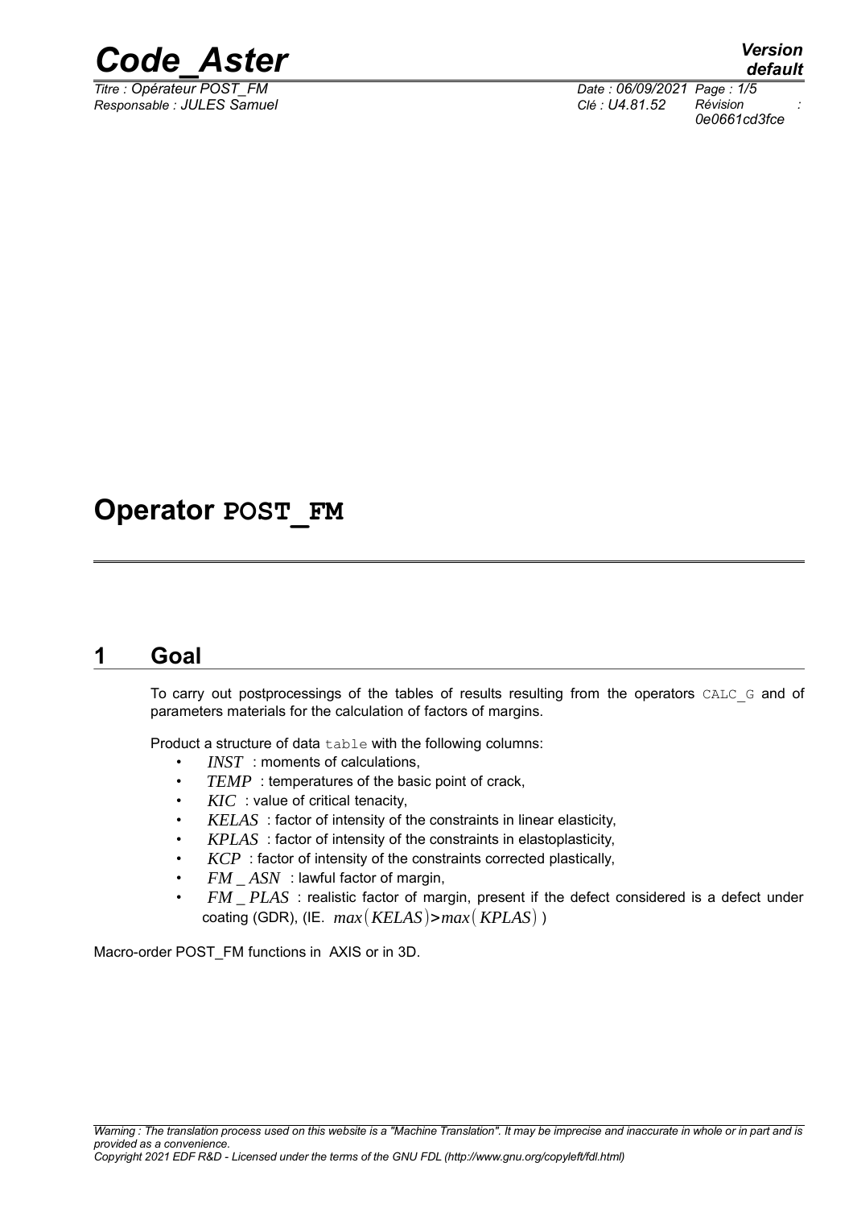# Operator POST_FM

## 1 Goal

To carry out postprocessings of the tables of results resulting from the operators CALC_G and of parameters materials for the calculation of factors of margins.

Product a structure of data table with the following columns:

- $INST$ : moments of calculations,
- $TEMP$ : temperatures of the basic point of crack,
- $KIC$ : value of critical tenacity,
- $KELAS$ : factor of intensity of the constraints in linear elasticity,
- $KPLAS$ : factor of intensity of the constraints in elastoplasticity,
- $KCP$ : factor of intensity of the constraints corrected plastically,
- $FM\_ASN$ : lawful factor of margin,
- $FM\_PLAS$ : realistic factor of margin, present if the defect considered is a defect under coating (GDR), (IE. $max(KELAS) > max(KPLAS)$ )

Macro-order POST_FM functions in AXIS or in 3D.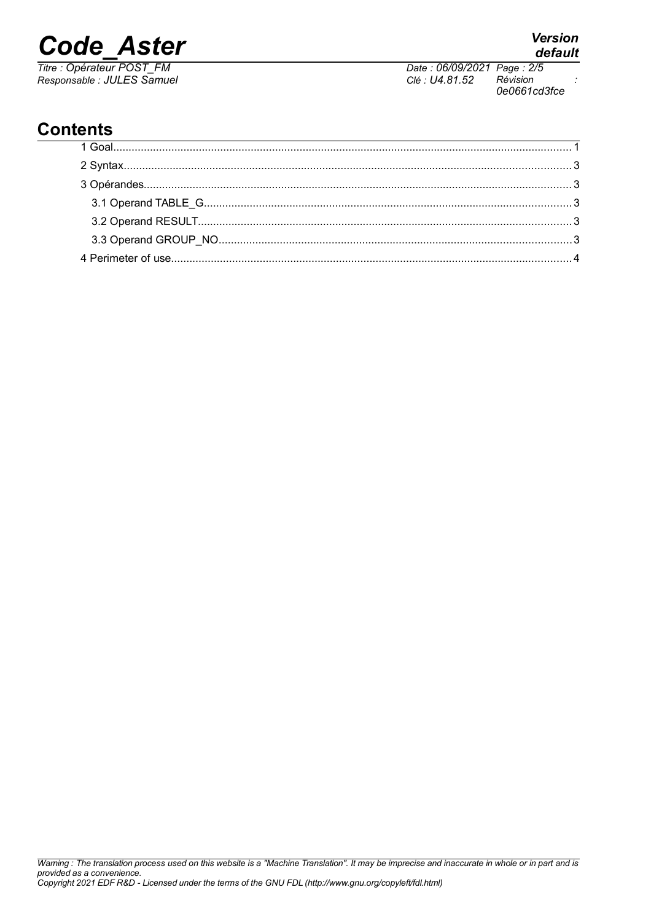## Contents

1 Goal........................................................................................................................................... 1

2 Syntax........................................................................................................................................ 3

3 Opérandes.................................................................................................................................. 3

3.1 Operand TABLE_G............................................................................................................... 3

3.2 Operand RESULT.................................................................................................................. 3

3.3 Operand GROUP_NO........................................................................................................... 3

4 Perimeter of use......................................................................................................................... 4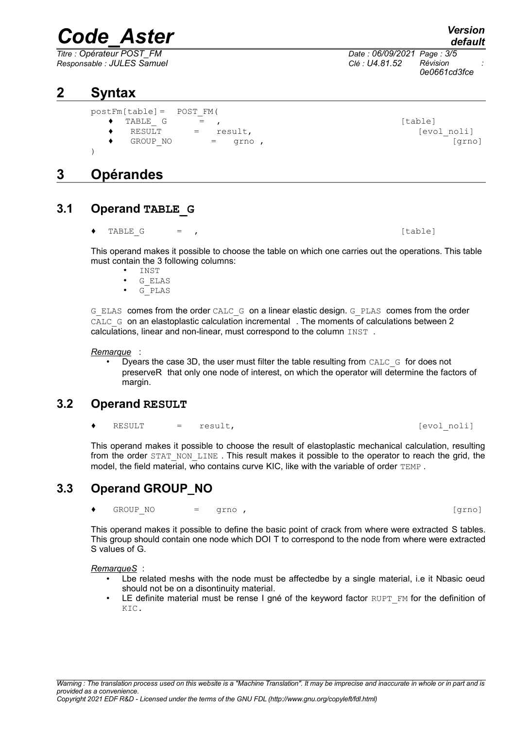# 2 Syntax

```
postFm[table]=  POST_FM(
    ♦  TABLE_ G      =  ,                                          [table]
    ♦   RESULT       =   result,                                     [evol_noli]
    ♦   GROUP_NO         =   grno ,                                           [grno]
)
```

# 3 Opérandes

## 3.1 Operand TABLE_G

```
♦  TABLE_G      =  ,                                              [table]
```

This operand makes it possible to choose the table on which one carries out the operations. This table must contain the 3 following columns:

- INST
- G_ELAS
- G_PLAS

G_ELAS comes from the order CALC_G on a linear elastic design. G_PLAS comes from the order CALC_G on an elastoplastic calculation incremental . The moments of calculations between 2 calculations, linear and non-linear, must correspond to the column INST .

*Remarque* :

- Dyears the case 3D, the user must filter the table resulting from CALC_G for does not preserveR that only one node of interest, on which the operator will determine the factors of margin.

## 3.2 Operand RESULT

```
♦   RESULT      =   result,                                          [evol_noli]
```

This operand makes it possible to choose the result of elastoplastic mechanical calculation, resulting from the order STAT_NON_LINE . This result makes it possible to the operator to reach the grid, the model, the field material, who contains curve KIC, like with the variable of order TEMP .

## 3.3 Operand GROUP_NO

```
♦   GROUP_NO        =   grno ,                                              [grno]
```

This operand makes it possible to define the basic point of crack from where were extracted S tables. This group should contain one node which DOI T to correspond to the node from where were extracted S values of G.

*RemarqueS* :

- Lbe related meshs with the node must be affectedbe by a single material, i.e it Nbasic oeud should not be on a disontinuity material.
- LE definite material must be rense I gné of the keyword factor RUPT_FM for the definition of KIC.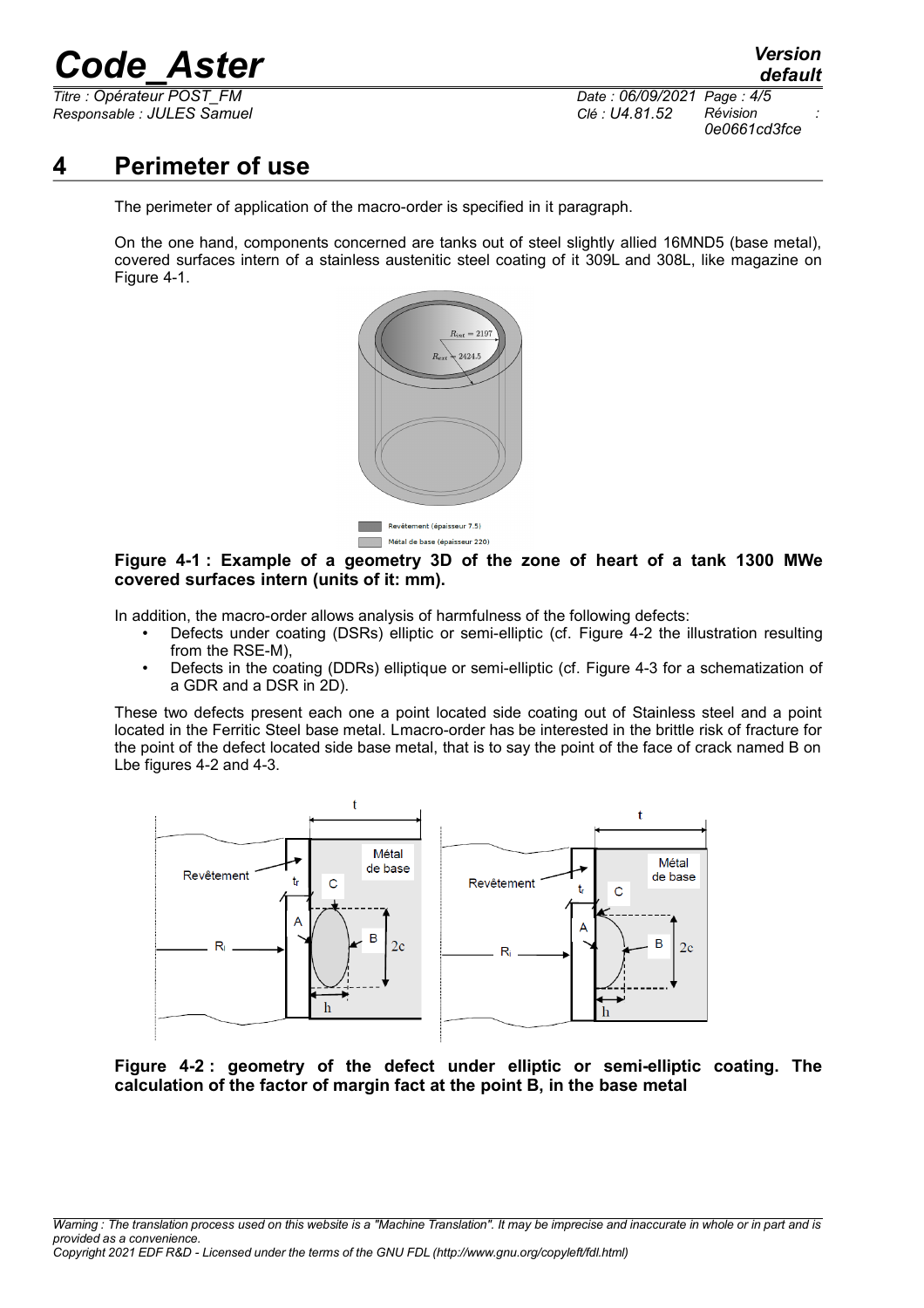# 4 Perimeter of use

The perimeter of application of the macro-order is specified in it paragraph.

On the one hand, components concerned are tanks out of steel slightly allied 16MND5 (base metal), covered surfaces intern of a stainless austenitic steel coating of it 309L and 308L, like magazine on Figure 4-1.

**Figure 4-1 : Example of a geometry 3D of the zone of heart of a tank 1300 MWe covered surfaces intern (units of it: mm).**

In addition, the macro-order allows analysis of harmfulness of the following defects:

- Defects under coating (DSRs) elliptic or semi-elliptic (cf. Figure 4-2 the illustration resulting from the RSE-M),
- Defects in the coating (DDRs) elliptique or semi-elliptic (cf. Figure 4-3 for a schematization of a GDR and a DSR in 2D).

These two defects present each one a point located side coating out of Stainless steel and a point located in the Ferritic Steel base metal. Lmacro-order has be interested in the brittle risk of fracture for the point of the defect located side base metal, that is to say the point of the face of crack named B on Lbe figures 4-2 and 4-3.

**Figure 4-2 : geometry of the defect under elliptic or semi-elliptic coating. The calculation of the factor of margin fact at the point B, in the base metal**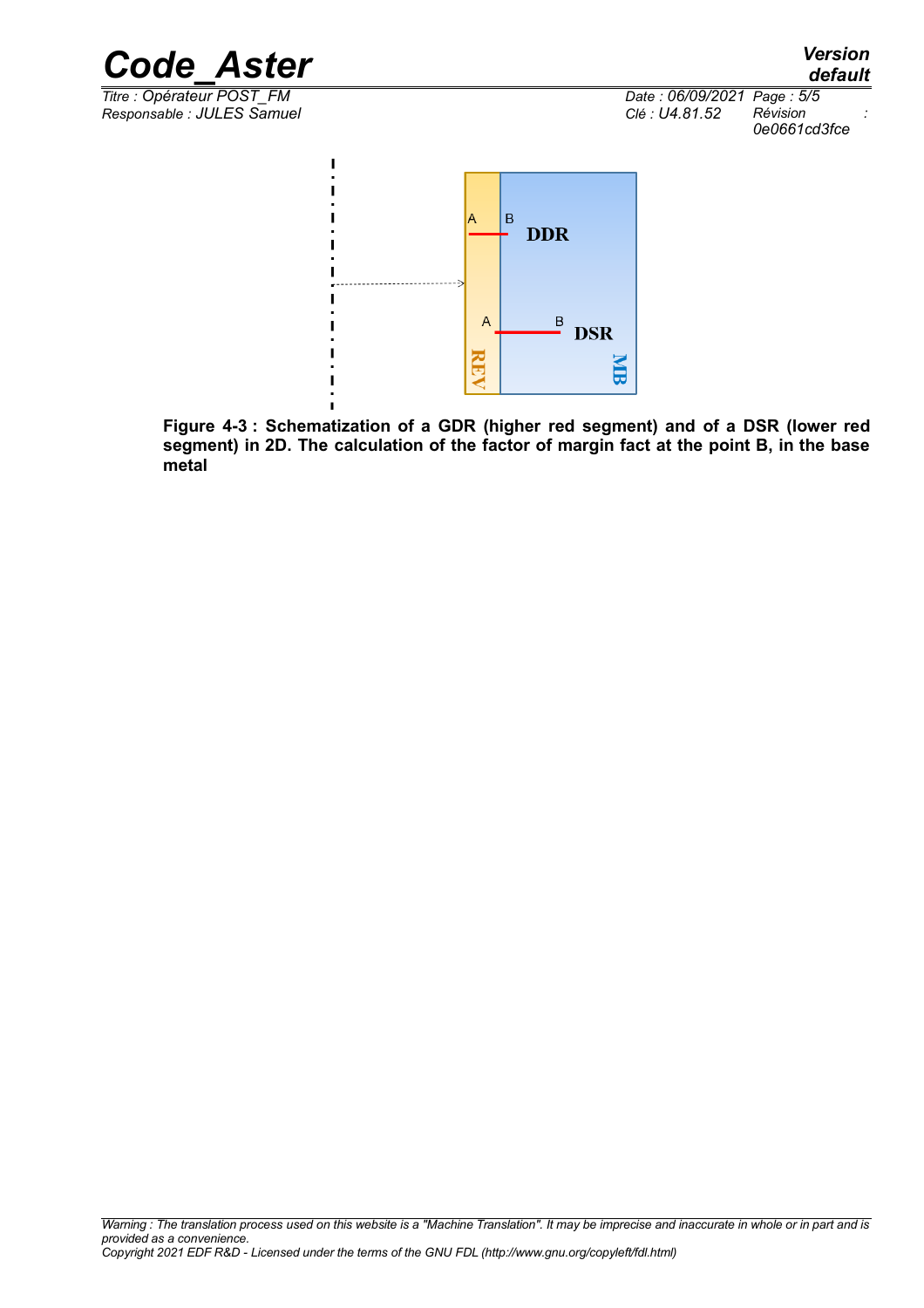A B DDR

A B DSR

REV

MB

**Figure 4-3 : Schematization of a GDR (higher red segment) and of a DSR (lower red segment) in 2D. The calculation of the factor of margin fact at the point B, in the base metal**